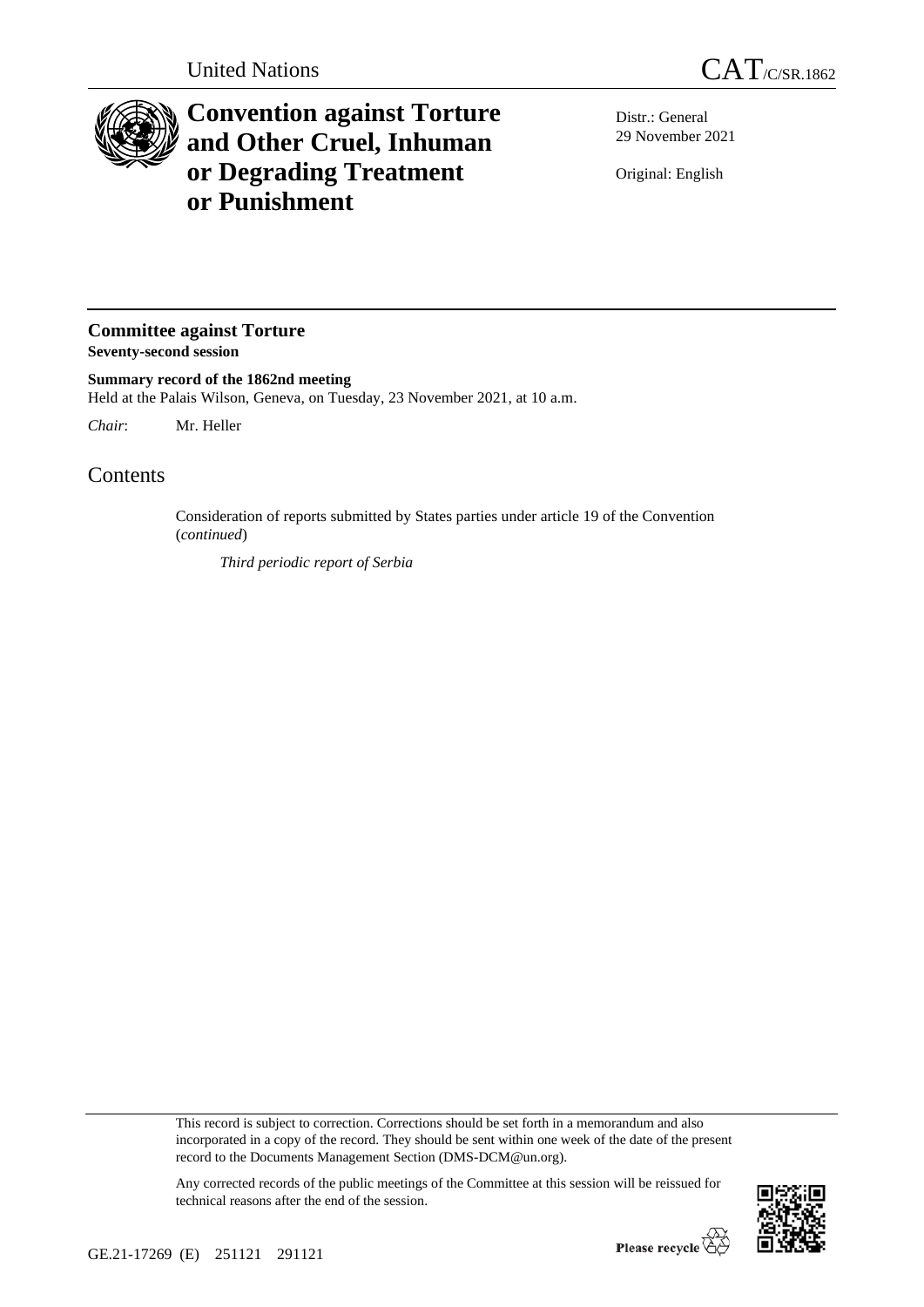United Nations

CAT/C/SR.1862

# Convention against Torture and Other Cruel, Inhuman or Degrading Treatment or Punishment

Distr.: General
29 November 2021

Original: English

## Committee against Torture

**Seventy-second session**

**Summary record of the 1862nd meeting**

Held at the Palais Wilson, Geneva, on Tuesday, 23 November 2021, at 10 a.m.

*Chair*: Mr. Heller

# Contents

Consideration of reports submitted by States parties under article 19 of the Convention (*continued*)

*Third periodic report of Serbia*

This record is subject to correction. Corrections should be set forth in a memorandum and also incorporated in a copy of the record. They should be sent within one week of the date of the present record to the Documents Management Section (DMS-DCM@un.org).

Any corrected records of the public meetings of the Committee at this session will be reissued for technical reasons after the end of the session.

GE.21-17269 (E) 251121 291121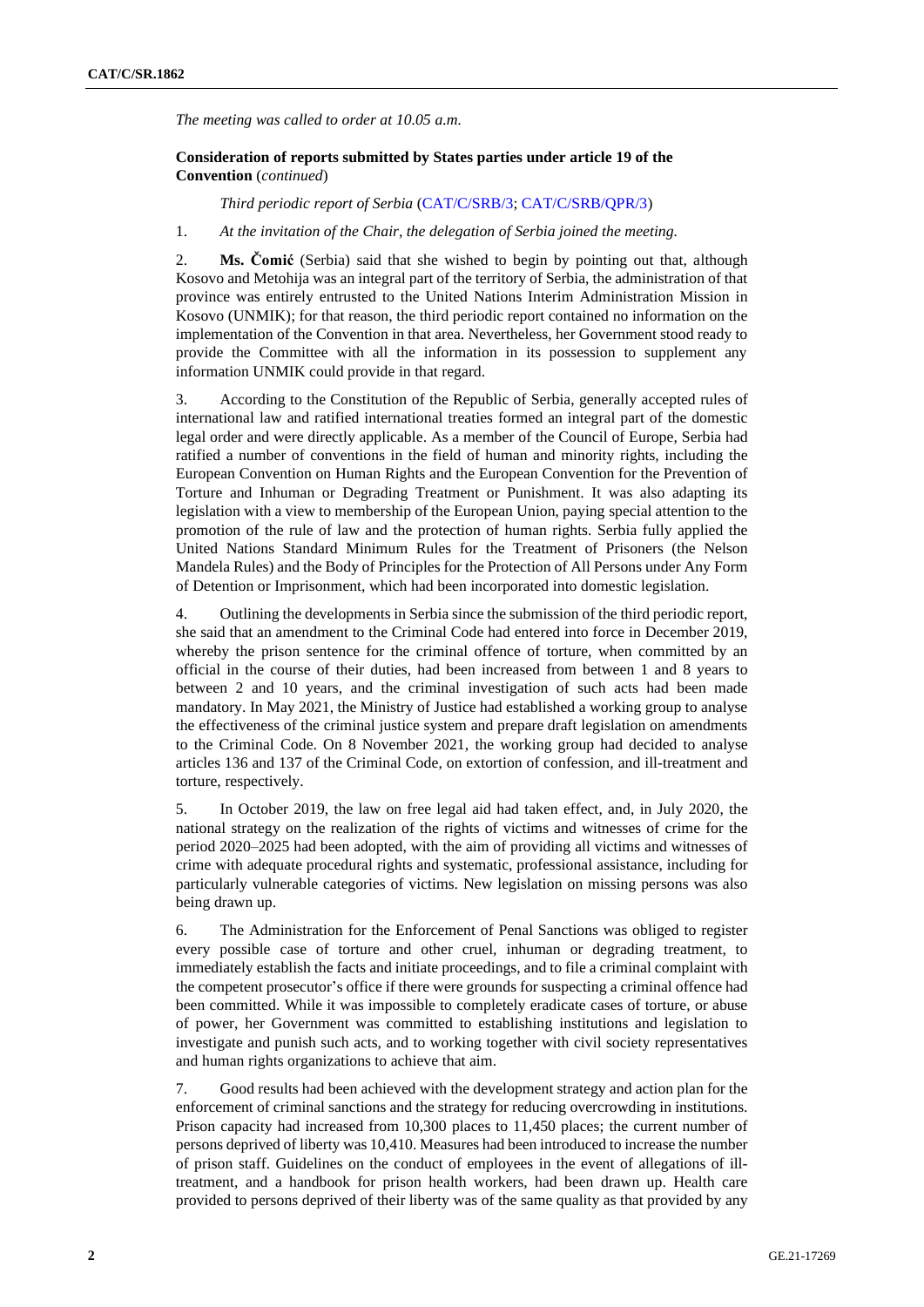*The meeting was called to order at 10.05 a.m.*

**Consideration of reports submitted by States parties under article 19 of the Convention** (*continued*)

*Third periodic report of Serbia* (CAT/C/SRB/3; CAT/C/SRB/QPR/3)

1. *At the invitation of the Chair, the delegation of Serbia joined the meeting.*

2. **Ms. Čomić** (Serbia) said that she wished to begin by pointing out that, although Kosovo and Metohija was an integral part of the territory of Serbia, the administration of that province was entirely entrusted to the United Nations Interim Administration Mission in Kosovo (UNMIK); for that reason, the third periodic report contained no information on the implementation of the Convention in that area. Nevertheless, her Government stood ready to provide the Committee with all the information in its possession to supplement any information UNMIK could provide in that regard.

3. According to the Constitution of the Republic of Serbia, generally accepted rules of international law and ratified international treaties formed an integral part of the domestic legal order and were directly applicable. As a member of the Council of Europe, Serbia had ratified a number of conventions in the field of human and minority rights, including the European Convention on Human Rights and the European Convention for the Prevention of Torture and Inhuman or Degrading Treatment or Punishment. It was also adapting its legislation with a view to membership of the European Union, paying special attention to the promotion of the rule of law and the protection of human rights. Serbia fully applied the United Nations Standard Minimum Rules for the Treatment of Prisoners (the Nelson Mandela Rules) and the Body of Principles for the Protection of All Persons under Any Form of Detention or Imprisonment, which had been incorporated into domestic legislation.

4. Outlining the developments in Serbia since the submission of the third periodic report, she said that an amendment to the Criminal Code had entered into force in December 2019, whereby the prison sentence for the criminal offence of torture, when committed by an official in the course of their duties, had been increased from between 1 and 8 years to between 2 and 10 years, and the criminal investigation of such acts had been made mandatory. In May 2021, the Ministry of Justice had established a working group to analyse the effectiveness of the criminal justice system and prepare draft legislation on amendments to the Criminal Code. On 8 November 2021, the working group had decided to analyse articles 136 and 137 of the Criminal Code, on extortion of confession, and ill-treatment and torture, respectively.

5. In October 2019, the law on free legal aid had taken effect, and, in July 2020, the national strategy on the realization of the rights of victims and witnesses of crime for the period 2020–2025 had been adopted, with the aim of providing all victims and witnesses of crime with adequate procedural rights and systematic, professional assistance, including for particularly vulnerable categories of victims. New legislation on missing persons was also being drawn up.

6. The Administration for the Enforcement of Penal Sanctions was obliged to register every possible case of torture and other cruel, inhuman or degrading treatment, to immediately establish the facts and initiate proceedings, and to file a criminal complaint with the competent prosecutor's office if there were grounds for suspecting a criminal offence had been committed. While it was impossible to completely eradicate cases of torture, or abuse of power, her Government was committed to establishing institutions and legislation to investigate and punish such acts, and to working together with civil society representatives and human rights organizations to achieve that aim.

7. Good results had been achieved with the development strategy and action plan for the enforcement of criminal sanctions and the strategy for reducing overcrowding in institutions. Prison capacity had increased from 10,300 places to 11,450 places; the current number of persons deprived of liberty was 10,410. Measures had been introduced to increase the number of prison staff. Guidelines on the conduct of employees in the event of allegations of ill-treatment, and a handbook for prison health workers, had been drawn up. Health care provided to persons deprived of their liberty was of the same quality as that provided by any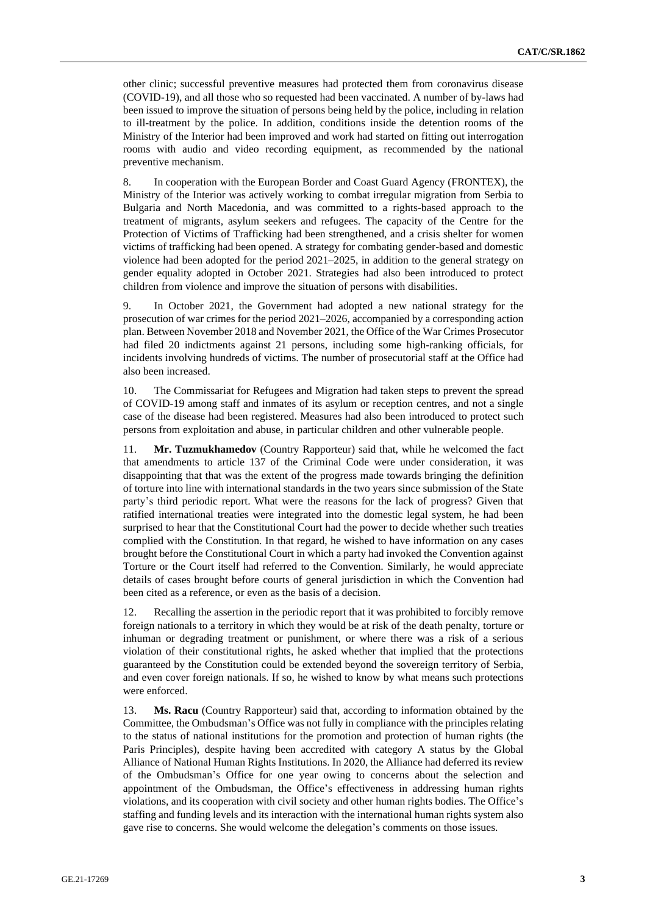other clinic; successful preventive measures had protected them from coronavirus disease (COVID-19), and all those who so requested had been vaccinated. A number of by-laws had been issued to improve the situation of persons being held by the police, including in relation to ill-treatment by the police. In addition, conditions inside the detention rooms of the Ministry of the Interior had been improved and work had started on fitting out interrogation rooms with audio and video recording equipment, as recommended by the national preventive mechanism.

8. In cooperation with the European Border and Coast Guard Agency (FRONTEX), the Ministry of the Interior was actively working to combat irregular migration from Serbia to Bulgaria and North Macedonia, and was committed to a rights-based approach to the treatment of migrants, asylum seekers and refugees. The capacity of the Centre for the Protection of Victims of Trafficking had been strengthened, and a crisis shelter for women victims of trafficking had been opened. A strategy for combating gender-based and domestic violence had been adopted for the period 2021–2025, in addition to the general strategy on gender equality adopted in October 2021. Strategies had also been introduced to protect children from violence and improve the situation of persons with disabilities.

9. In October 2021, the Government had adopted a new national strategy for the prosecution of war crimes for the period 2021–2026, accompanied by a corresponding action plan. Between November 2018 and November 2021, the Office of the War Crimes Prosecutor had filed 20 indictments against 21 persons, including some high-ranking officials, for incidents involving hundreds of victims. The number of prosecutorial staff at the Office had also been increased.

10. The Commissariat for Refugees and Migration had taken steps to prevent the spread of COVID-19 among staff and inmates of its asylum or reception centres, and not a single case of the disease had been registered. Measures had also been introduced to protect such persons from exploitation and abuse, in particular children and other vulnerable people.

11. **Mr. Tuzmukhamedov** (Country Rapporteur) said that, while he welcomed the fact that amendments to article 137 of the Criminal Code were under consideration, it was disappointing that that was the extent of the progress made towards bringing the definition of torture into line with international standards in the two years since submission of the State party's third periodic report. What were the reasons for the lack of progress? Given that ratified international treaties were integrated into the domestic legal system, he had been surprised to hear that the Constitutional Court had the power to decide whether such treaties complied with the Constitution. In that regard, he wished to have information on any cases brought before the Constitutional Court in which a party had invoked the Convention against Torture or the Court itself had referred to the Convention. Similarly, he would appreciate details of cases brought before courts of general jurisdiction in which the Convention had been cited as a reference, or even as the basis of a decision.

12. Recalling the assertion in the periodic report that it was prohibited to forcibly remove foreign nationals to a territory in which they would be at risk of the death penalty, torture or inhuman or degrading treatment or punishment, or where there was a risk of a serious violation of their constitutional rights, he asked whether that implied that the protections guaranteed by the Constitution could be extended beyond the sovereign territory of Serbia, and even cover foreign nationals. If so, he wished to know by what means such protections were enforced.

13. **Ms. Racu** (Country Rapporteur) said that, according to information obtained by the Committee, the Ombudsman's Office was not fully in compliance with the principles relating to the status of national institutions for the promotion and protection of human rights (the Paris Principles), despite having been accredited with category A status by the Global Alliance of National Human Rights Institutions. In 2020, the Alliance had deferred its review of the Ombudsman's Office for one year owing to concerns about the selection and appointment of the Ombudsman, the Office's effectiveness in addressing human rights violations, and its cooperation with civil society and other human rights bodies. The Office's staffing and funding levels and its interaction with the international human rights system also gave rise to concerns. She would welcome the delegation's comments on those issues.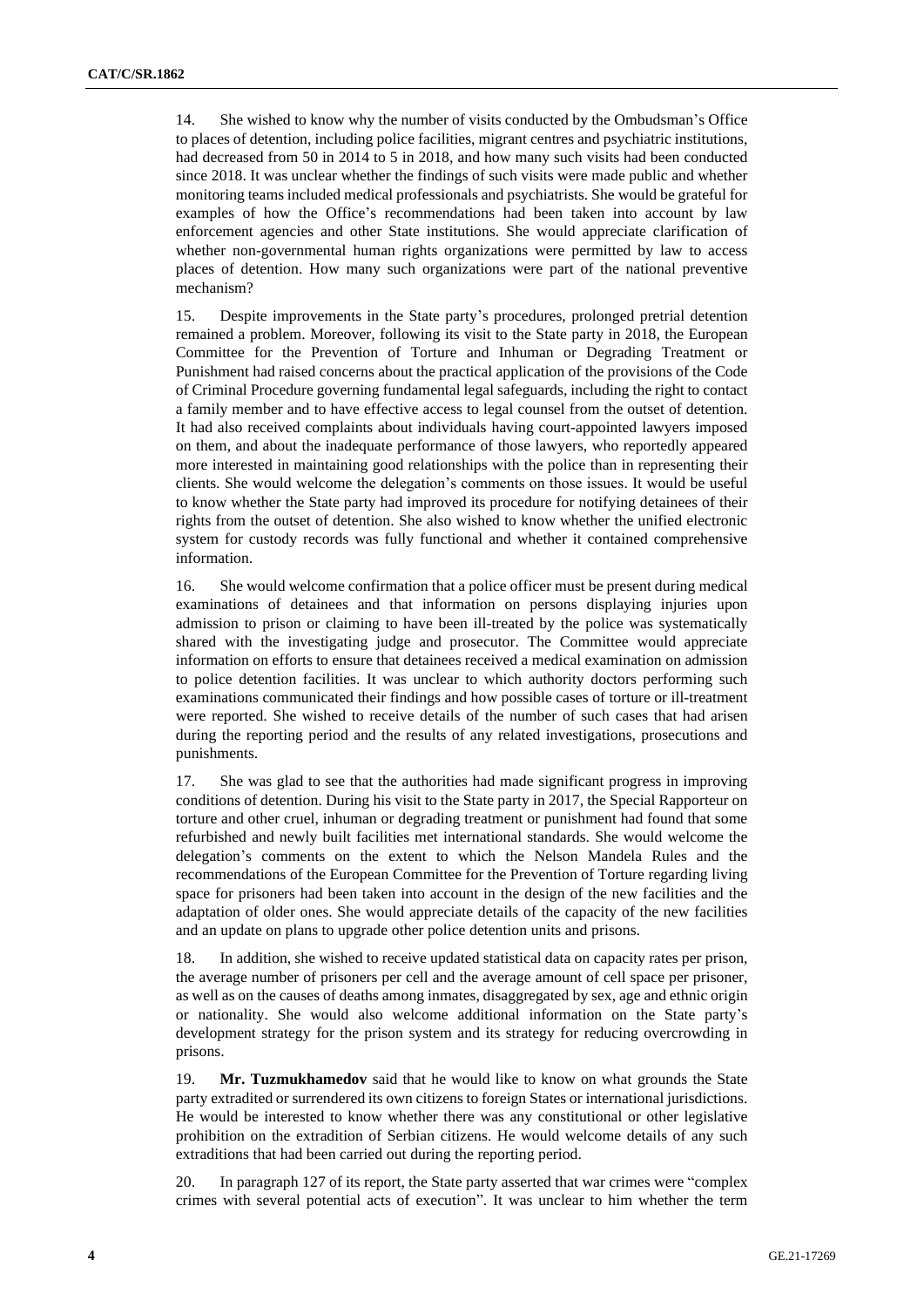14. She wished to know why the number of visits conducted by the Ombudsman's Office to places of detention, including police facilities, migrant centres and psychiatric institutions, had decreased from 50 in 2014 to 5 in 2018, and how many such visits had been conducted since 2018. It was unclear whether the findings of such visits were made public and whether monitoring teams included medical professionals and psychiatrists. She would be grateful for examples of how the Office's recommendations had been taken into account by law enforcement agencies and other State institutions. She would appreciate clarification of whether non-governmental human rights organizations were permitted by law to access places of detention. How many such organizations were part of the national preventive mechanism?

15. Despite improvements in the State party's procedures, prolonged pretrial detention remained a problem. Moreover, following its visit to the State party in 2018, the European Committee for the Prevention of Torture and Inhuman or Degrading Treatment or Punishment had raised concerns about the practical application of the provisions of the Code of Criminal Procedure governing fundamental legal safeguards, including the right to contact a family member and to have effective access to legal counsel from the outset of detention. It had also received complaints about individuals having court-appointed lawyers imposed on them, and about the inadequate performance of those lawyers, who reportedly appeared more interested in maintaining good relationships with the police than in representing their clients. She would welcome the delegation's comments on those issues. It would be useful to know whether the State party had improved its procedure for notifying detainees of their rights from the outset of detention. She also wished to know whether the unified electronic system for custody records was fully functional and whether it contained comprehensive information.

16. She would welcome confirmation that a police officer must be present during medical examinations of detainees and that information on persons displaying injuries upon admission to prison or claiming to have been ill-treated by the police was systematically shared with the investigating judge and prosecutor. The Committee would appreciate information on efforts to ensure that detainees received a medical examination on admission to police detention facilities. It was unclear to which authority doctors performing such examinations communicated their findings and how possible cases of torture or ill-treatment were reported. She wished to receive details of the number of such cases that had arisen during the reporting period and the results of any related investigations, prosecutions and punishments.

17. She was glad to see that the authorities had made significant progress in improving conditions of detention. During his visit to the State party in 2017, the Special Rapporteur on torture and other cruel, inhuman or degrading treatment or punishment had found that some refurbished and newly built facilities met international standards. She would welcome the delegation's comments on the extent to which the Nelson Mandela Rules and the recommendations of the European Committee for the Prevention of Torture regarding living space for prisoners had been taken into account in the design of the new facilities and the adaptation of older ones. She would appreciate details of the capacity of the new facilities and an update on plans to upgrade other police detention units and prisons.

18. In addition, she wished to receive updated statistical data on capacity rates per prison, the average number of prisoners per cell and the average amount of cell space per prisoner, as well as on the causes of deaths among inmates, disaggregated by sex, age and ethnic origin or nationality. She would also welcome additional information on the State party's development strategy for the prison system and its strategy for reducing overcrowding in prisons.

19. **Mr. Tuzmukhamedov** said that he would like to know on what grounds the State party extradited or surrendered its own citizens to foreign States or international jurisdictions. He would be interested to know whether there was any constitutional or other legislative prohibition on the extradition of Serbian citizens. He would welcome details of any such extraditions that had been carried out during the reporting period.

20. In paragraph 127 of its report, the State party asserted that war crimes were "complex crimes with several potential acts of execution". It was unclear to him whether the term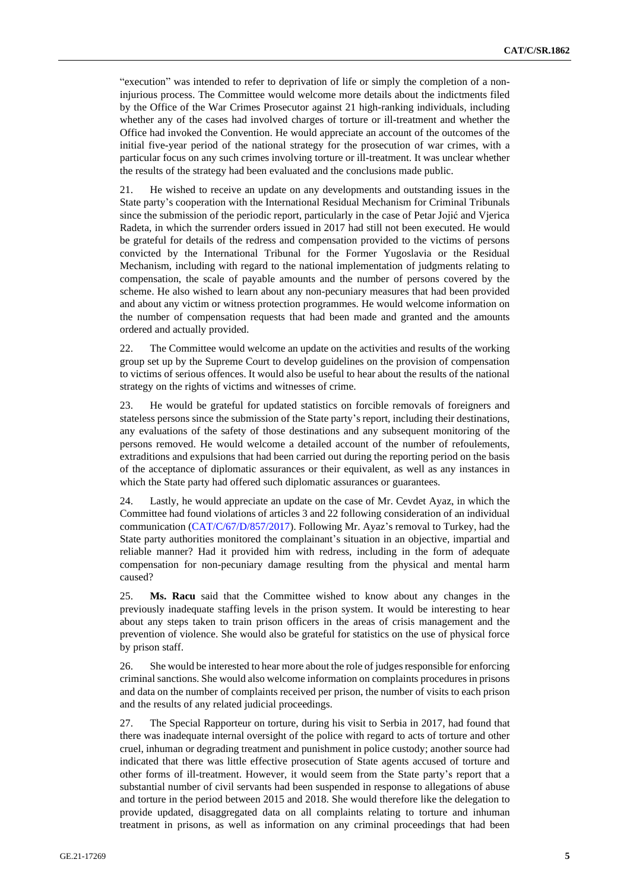"execution" was intended to refer to deprivation of life or simply the completion of a non-injurious process. The Committee would welcome more details about the indictments filed by the Office of the War Crimes Prosecutor against 21 high-ranking individuals, including whether any of the cases had involved charges of torture or ill-treatment and whether the Office had invoked the Convention. He would appreciate an account of the outcomes of the initial five-year period of the national strategy for the prosecution of war crimes, with a particular focus on any such crimes involving torture or ill-treatment. It was unclear whether the results of the strategy had been evaluated and the conclusions made public.

21. He wished to receive an update on any developments and outstanding issues in the State party's cooperation with the International Residual Mechanism for Criminal Tribunals since the submission of the periodic report, particularly in the case of Petar Jojić and Vjerica Radeta, in which the surrender orders issued in 2017 had still not been executed. He would be grateful for details of the redress and compensation provided to the victims of persons convicted by the International Tribunal for the Former Yugoslavia or the Residual Mechanism, including with regard to the national implementation of judgments relating to compensation, the scale of payable amounts and the number of persons covered by the scheme. He also wished to learn about any non-pecuniary measures that had been provided and about any victim or witness protection programmes. He would welcome information on the number of compensation requests that had been made and granted and the amounts ordered and actually provided.

22. The Committee would welcome an update on the activities and results of the working group set up by the Supreme Court to develop guidelines on the provision of compensation to victims of serious offences. It would also be useful to hear about the results of the national strategy on the rights of victims and witnesses of crime.

23. He would be grateful for updated statistics on forcible removals of foreigners and stateless persons since the submission of the State party's report, including their destinations, any evaluations of the safety of those destinations and any subsequent monitoring of the persons removed. He would welcome a detailed account of the number of refoulements, extraditions and expulsions that had been carried out during the reporting period on the basis of the acceptance of diplomatic assurances or their equivalent, as well as any instances in which the State party had offered such diplomatic assurances or guarantees.

24. Lastly, he would appreciate an update on the case of Mr. Cevdet Ayaz, in which the Committee had found violations of articles 3 and 22 following consideration of an individual communication (CAT/C/67/D/857/2017). Following Mr. Ayaz's removal to Turkey, had the State party authorities monitored the complainant's situation in an objective, impartial and reliable manner? Had it provided him with redress, including in the form of adequate compensation for non-pecuniary damage resulting from the physical and mental harm caused?

25. **Ms. Racu** said that the Committee wished to know about any changes in the previously inadequate staffing levels in the prison system. It would be interesting to hear about any steps taken to train prison officers in the areas of crisis management and the prevention of violence. She would also be grateful for statistics on the use of physical force by prison staff.

26. She would be interested to hear more about the role of judges responsible for enforcing criminal sanctions. She would also welcome information on complaints procedures in prisons and data on the number of complaints received per prison, the number of visits to each prison and the results of any related judicial proceedings.

27. The Special Rapporteur on torture, during his visit to Serbia in 2017, had found that there was inadequate internal oversight of the police with regard to acts of torture and other cruel, inhuman or degrading treatment and punishment in police custody; another source had indicated that there was little effective prosecution of State agents accused of torture and other forms of ill-treatment. However, it would seem from the State party's report that a substantial number of civil servants had been suspended in response to allegations of abuse and torture in the period between 2015 and 2018. She would therefore like the delegation to provide updated, disaggregated data on all complaints relating to torture and inhuman treatment in prisons, as well as information on any criminal proceedings that had been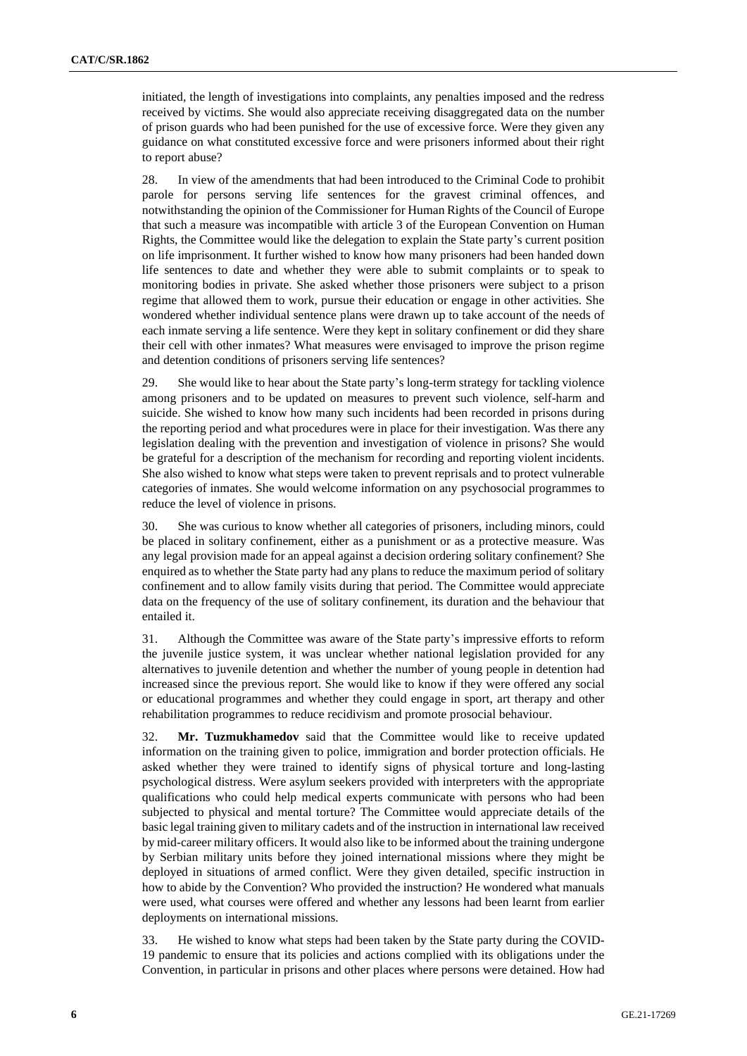initiated, the length of investigations into complaints, any penalties imposed and the redress received by victims. She would also appreciate receiving disaggregated data on the number of prison guards who had been punished for the use of excessive force. Were they given any guidance on what constituted excessive force and were prisoners informed about their right to report abuse?

28. In view of the amendments that had been introduced to the Criminal Code to prohibit parole for persons serving life sentences for the gravest criminal offences, and notwithstanding the opinion of the Commissioner for Human Rights of the Council of Europe that such a measure was incompatible with article 3 of the European Convention on Human Rights, the Committee would like the delegation to explain the State party's current position on life imprisonment. It further wished to know how many prisoners had been handed down life sentences to date and whether they were able to submit complaints or to speak to monitoring bodies in private. She asked whether those prisoners were subject to a prison regime that allowed them to work, pursue their education or engage in other activities. She wondered whether individual sentence plans were drawn up to take account of the needs of each inmate serving a life sentence. Were they kept in solitary confinement or did they share their cell with other inmates? What measures were envisaged to improve the prison regime and detention conditions of prisoners serving life sentences?

29. She would like to hear about the State party's long-term strategy for tackling violence among prisoners and to be updated on measures to prevent such violence, self-harm and suicide. She wished to know how many such incidents had been recorded in prisons during the reporting period and what procedures were in place for their investigation. Was there any legislation dealing with the prevention and investigation of violence in prisons? She would be grateful for a description of the mechanism for recording and reporting violent incidents. She also wished to know what steps were taken to prevent reprisals and to protect vulnerable categories of inmates. She would welcome information on any psychosocial programmes to reduce the level of violence in prisons.

30. She was curious to know whether all categories of prisoners, including minors, could be placed in solitary confinement, either as a punishment or as a protective measure. Was any legal provision made for an appeal against a decision ordering solitary confinement? She enquired as to whether the State party had any plans to reduce the maximum period of solitary confinement and to allow family visits during that period. The Committee would appreciate data on the frequency of the use of solitary confinement, its duration and the behaviour that entailed it.

31. Although the Committee was aware of the State party's impressive efforts to reform the juvenile justice system, it was unclear whether national legislation provided for any alternatives to juvenile detention and whether the number of young people in detention had increased since the previous report. She would like to know if they were offered any social or educational programmes and whether they could engage in sport, art therapy and other rehabilitation programmes to reduce recidivism and promote prosocial behaviour.

32. **Mr. Tuzmukhamedov** said that the Committee would like to receive updated information on the training given to police, immigration and border protection officials. He asked whether they were trained to identify signs of physical torture and long-lasting psychological distress. Were asylum seekers provided with interpreters with the appropriate qualifications who could help medical experts communicate with persons who had been subjected to physical and mental torture? The Committee would appreciate details of the basic legal training given to military cadets and of the instruction in international law received by mid-career military officers. It would also like to be informed about the training undergone by Serbian military units before they joined international missions where they might be deployed in situations of armed conflict. Were they given detailed, specific instruction in how to abide by the Convention? Who provided the instruction? He wondered what manuals were used, what courses were offered and whether any lessons had been learnt from earlier deployments on international missions.

33. He wished to know what steps had been taken by the State party during the COVID-19 pandemic to ensure that its policies and actions complied with its obligations under the Convention, in particular in prisons and other places where persons were detained. How had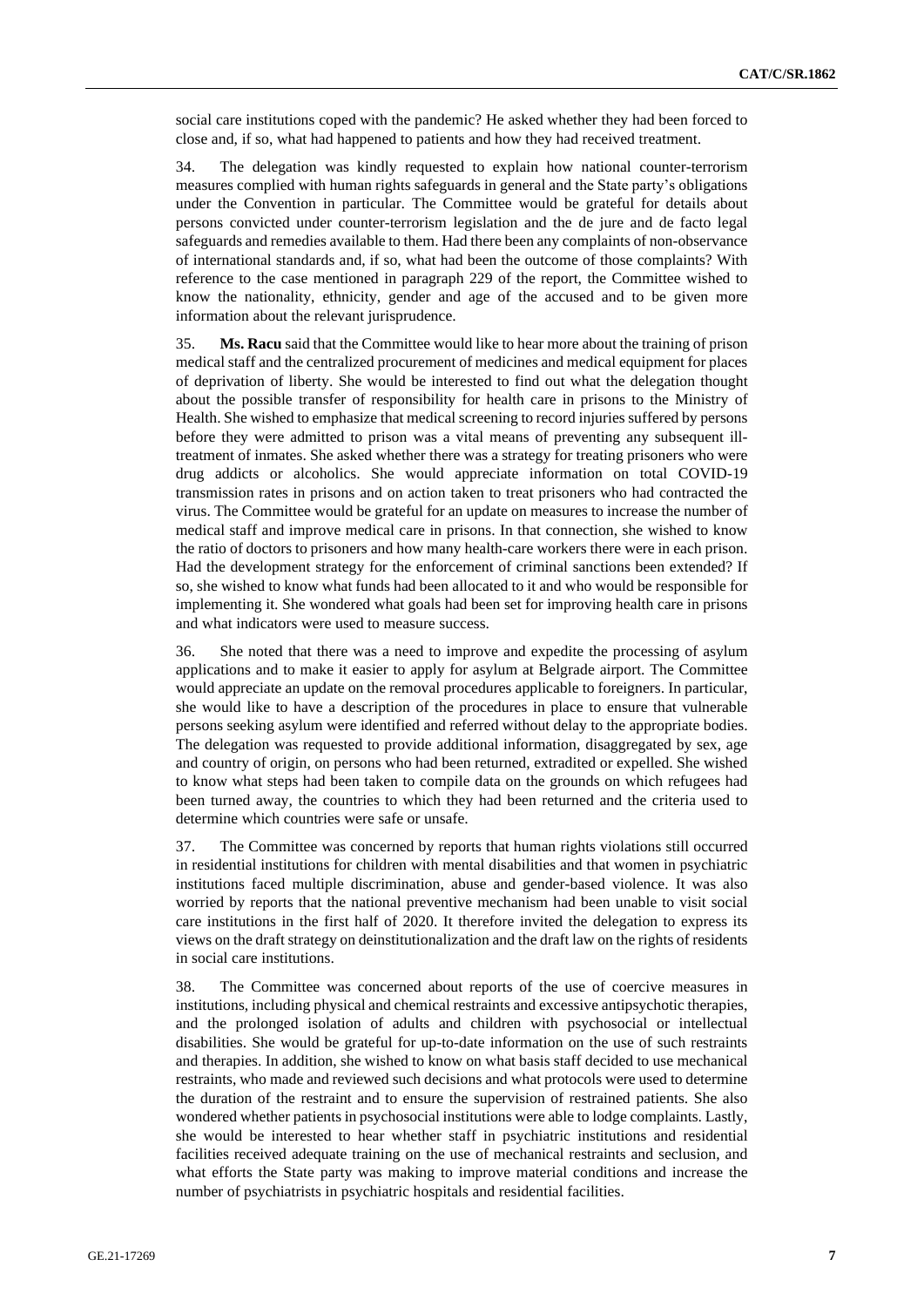social care institutions coped with the pandemic? He asked whether they had been forced to close and, if so, what had happened to patients and how they had received treatment.

34. The delegation was kindly requested to explain how national counter-terrorism measures complied with human rights safeguards in general and the State party's obligations under the Convention in particular. The Committee would be grateful for details about persons convicted under counter-terrorism legislation and the de jure and de facto legal safeguards and remedies available to them. Had there been any complaints of non-observance of international standards and, if so, what had been the outcome of those complaints? With reference to the case mentioned in paragraph 229 of the report, the Committee wished to know the nationality, ethnicity, gender and age of the accused and to be given more information about the relevant jurisprudence.

35. **Ms. Racu** said that the Committee would like to hear more about the training of prison medical staff and the centralized procurement of medicines and medical equipment for places of deprivation of liberty. She would be interested to find out what the delegation thought about the possible transfer of responsibility for health care in prisons to the Ministry of Health. She wished to emphasize that medical screening to record injuries suffered by persons before they were admitted to prison was a vital means of preventing any subsequent ill-treatment of inmates. She asked whether there was a strategy for treating prisoners who were drug addicts or alcoholics. She would appreciate information on total COVID-19 transmission rates in prisons and on action taken to treat prisoners who had contracted the virus. The Committee would be grateful for an update on measures to increase the number of medical staff and improve medical care in prisons. In that connection, she wished to know the ratio of doctors to prisoners and how many health-care workers there were in each prison. Had the development strategy for the enforcement of criminal sanctions been extended? If so, she wished to know what funds had been allocated to it and who would be responsible for implementing it. She wondered what goals had been set for improving health care in prisons and what indicators were used to measure success.

36. She noted that there was a need to improve and expedite the processing of asylum applications and to make it easier to apply for asylum at Belgrade airport. The Committee would appreciate an update on the removal procedures applicable to foreigners. In particular, she would like to have a description of the procedures in place to ensure that vulnerable persons seeking asylum were identified and referred without delay to the appropriate bodies. The delegation was requested to provide additional information, disaggregated by sex, age and country of origin, on persons who had been returned, extradited or expelled. She wished to know what steps had been taken to compile data on the grounds on which refugees had been turned away, the countries to which they had been returned and the criteria used to determine which countries were safe or unsafe.

37. The Committee was concerned by reports that human rights violations still occurred in residential institutions for children with mental disabilities and that women in psychiatric institutions faced multiple discrimination, abuse and gender-based violence. It was also worried by reports that the national preventive mechanism had been unable to visit social care institutions in the first half of 2020. It therefore invited the delegation to express its views on the draft strategy on deinstitutionalization and the draft law on the rights of residents in social care institutions.

38. The Committee was concerned about reports of the use of coercive measures in institutions, including physical and chemical restraints and excessive antipsychotic therapies, and the prolonged isolation of adults and children with psychosocial or intellectual disabilities. She would be grateful for up-to-date information on the use of such restraints and therapies. In addition, she wished to know on what basis staff decided to use mechanical restraints, who made and reviewed such decisions and what protocols were used to determine the duration of the restraint and to ensure the supervision of restrained patients. She also wondered whether patients in psychosocial institutions were able to lodge complaints. Lastly, she would be interested to hear whether staff in psychiatric institutions and residential facilities received adequate training on the use of mechanical restraints and seclusion, and what efforts the State party was making to improve material conditions and increase the number of psychiatrists in psychiatric hospitals and residential facilities.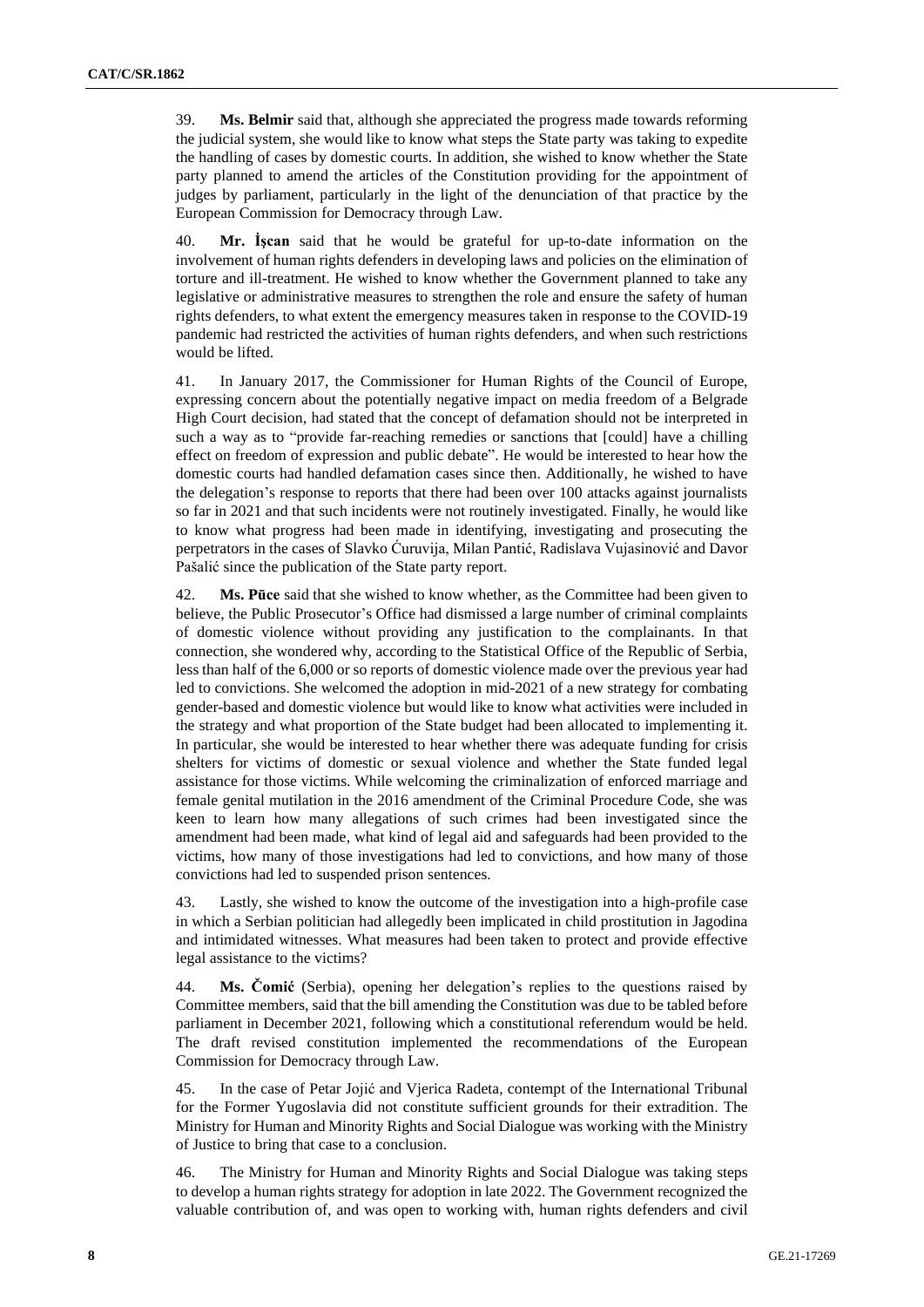39. **Ms. Belmir** said that, although she appreciated the progress made towards reforming the judicial system, she would like to know what steps the State party was taking to expedite the handling of cases by domestic courts. In addition, she wished to know whether the State party planned to amend the articles of the Constitution providing for the appointment of judges by parliament, particularly in the light of the denunciation of that practice by the European Commission for Democracy through Law.

40. **Mr. İşcan** said that he would be grateful for up-to-date information on the involvement of human rights defenders in developing laws and policies on the elimination of torture and ill-treatment. He wished to know whether the Government planned to take any legislative or administrative measures to strengthen the role and ensure the safety of human rights defenders, to what extent the emergency measures taken in response to the COVID-19 pandemic had restricted the activities of human rights defenders, and when such restrictions would be lifted.

41. In January 2017, the Commissioner for Human Rights of the Council of Europe, expressing concern about the potentially negative impact on media freedom of a Belgrade High Court decision, had stated that the concept of defamation should not be interpreted in such a way as to "provide far-reaching remedies or sanctions that [could] have a chilling effect on freedom of expression and public debate". He would be interested to hear how the domestic courts had handled defamation cases since then. Additionally, he wished to have the delegation's response to reports that there had been over 100 attacks against journalists so far in 2021 and that such incidents were not routinely investigated. Finally, he would like to know what progress had been made in identifying, investigating and prosecuting the perpetrators in the cases of Slavko Ćuruvija, Milan Pantić, Radislava Vujasinović and Davor Pašalić since the publication of the State party report.

42. **Ms. Pūce** said that she wished to know whether, as the Committee had been given to believe, the Public Prosecutor's Office had dismissed a large number of criminal complaints of domestic violence without providing any justification to the complainants. In that connection, she wondered why, according to the Statistical Office of the Republic of Serbia, less than half of the 6,000 or so reports of domestic violence made over the previous year had led to convictions. She welcomed the adoption in mid-2021 of a new strategy for combating gender-based and domestic violence but would like to know what activities were included in the strategy and what proportion of the State budget had been allocated to implementing it. In particular, she would be interested to hear whether there was adequate funding for crisis shelters for victims of domestic or sexual violence and whether the State funded legal assistance for those victims. While welcoming the criminalization of enforced marriage and female genital mutilation in the 2016 amendment of the Criminal Procedure Code, she was keen to learn how many allegations of such crimes had been investigated since the amendment had been made, what kind of legal aid and safeguards had been provided to the victims, how many of those investigations had led to convictions, and how many of those convictions had led to suspended prison sentences.

43. Lastly, she wished to know the outcome of the investigation into a high-profile case in which a Serbian politician had allegedly been implicated in child prostitution in Jagodina and intimidated witnesses. What measures had been taken to protect and provide effective legal assistance to the victims?

44. **Ms. Čomić** (Serbia), opening her delegation's replies to the questions raised by Committee members, said that the bill amending the Constitution was due to be tabled before parliament in December 2021, following which a constitutional referendum would be held. The draft revised constitution implemented the recommendations of the European Commission for Democracy through Law.

45. In the case of Petar Jojić and Vjerica Radeta, contempt of the International Tribunal for the Former Yugoslavia did not constitute sufficient grounds for their extradition. The Ministry for Human and Minority Rights and Social Dialogue was working with the Ministry of Justice to bring that case to a conclusion.

46. The Ministry for Human and Minority Rights and Social Dialogue was taking steps to develop a human rights strategy for adoption in late 2022. The Government recognized the valuable contribution of, and was open to working with, human rights defenders and civil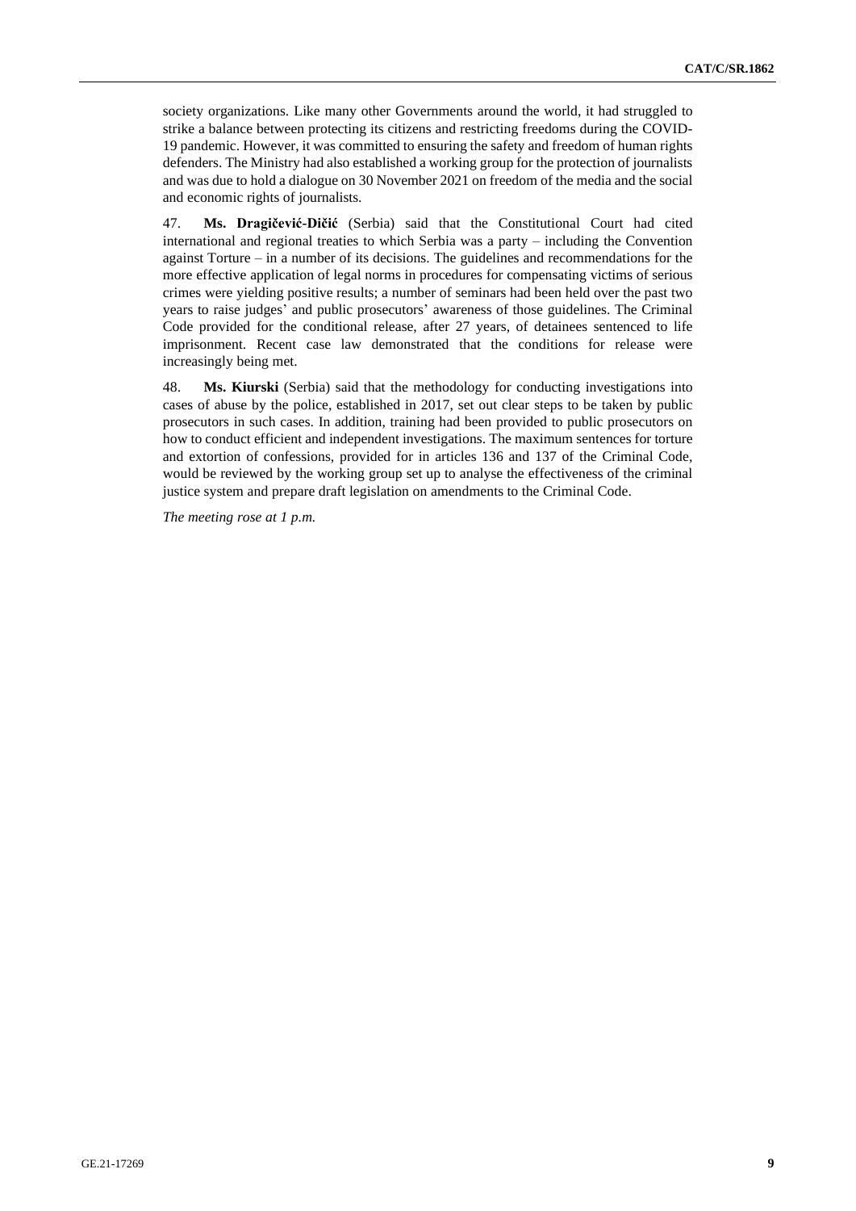society organizations. Like many other Governments around the world, it had struggled to strike a balance between protecting its citizens and restricting freedoms during the COVID-19 pandemic. However, it was committed to ensuring the safety and freedom of human rights defenders. The Ministry had also established a working group for the protection of journalists and was due to hold a dialogue on 30 November 2021 on freedom of the media and the social and economic rights of journalists.

47. **Ms. Dragičević-Dičić** (Serbia) said that the Constitutional Court had cited international and regional treaties to which Serbia was a party – including the Convention against Torture – in a number of its decisions. The guidelines and recommendations for the more effective application of legal norms in procedures for compensating victims of serious crimes were yielding positive results; a number of seminars had been held over the past two years to raise judges' and public prosecutors' awareness of those guidelines. The Criminal Code provided for the conditional release, after 27 years, of detainees sentenced to life imprisonment. Recent case law demonstrated that the conditions for release were increasingly being met.

48. **Ms. Kiurski** (Serbia) said that the methodology for conducting investigations into cases of abuse by the police, established in 2017, set out clear steps to be taken by public prosecutors in such cases. In addition, training had been provided to public prosecutors on how to conduct efficient and independent investigations. The maximum sentences for torture and extortion of confessions, provided for in articles 136 and 137 of the Criminal Code, would be reviewed by the working group set up to analyse the effectiveness of the criminal justice system and prepare draft legislation on amendments to the Criminal Code.

*The meeting rose at 1 p.m.*